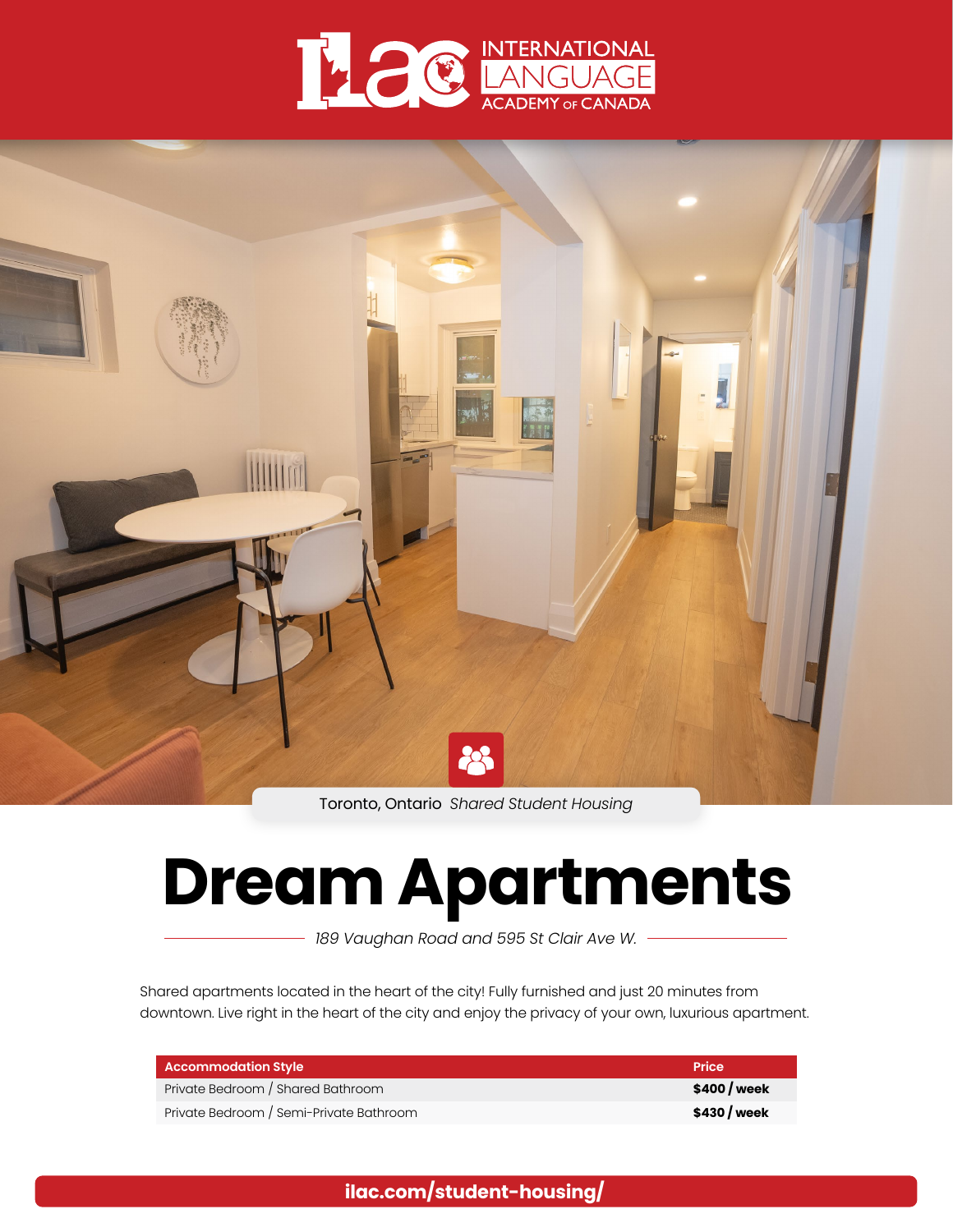ILAC INTERNATIONAL LANGUAGE ACADEMY OF CANADA

Toronto, Ontario *Shared Student Housing*

# Dream Apartments

*189 Vaughan Road and 595 St Clair Ave W.*

Shared apartments located in the heart of the city! Fully furnished and just 20 minutes from downtown. Live right in the heart of the city and enjoy the privacy of your own, luxurious apartment.

| Accommodation Style | Price |
| --- | --- |
| Private Bedroom / Shared Bathroom | **$400 / week** |
| Private Bedroom / Semi-Private Bathroom | **$430 / week** |

**ilac.com/student-housing/**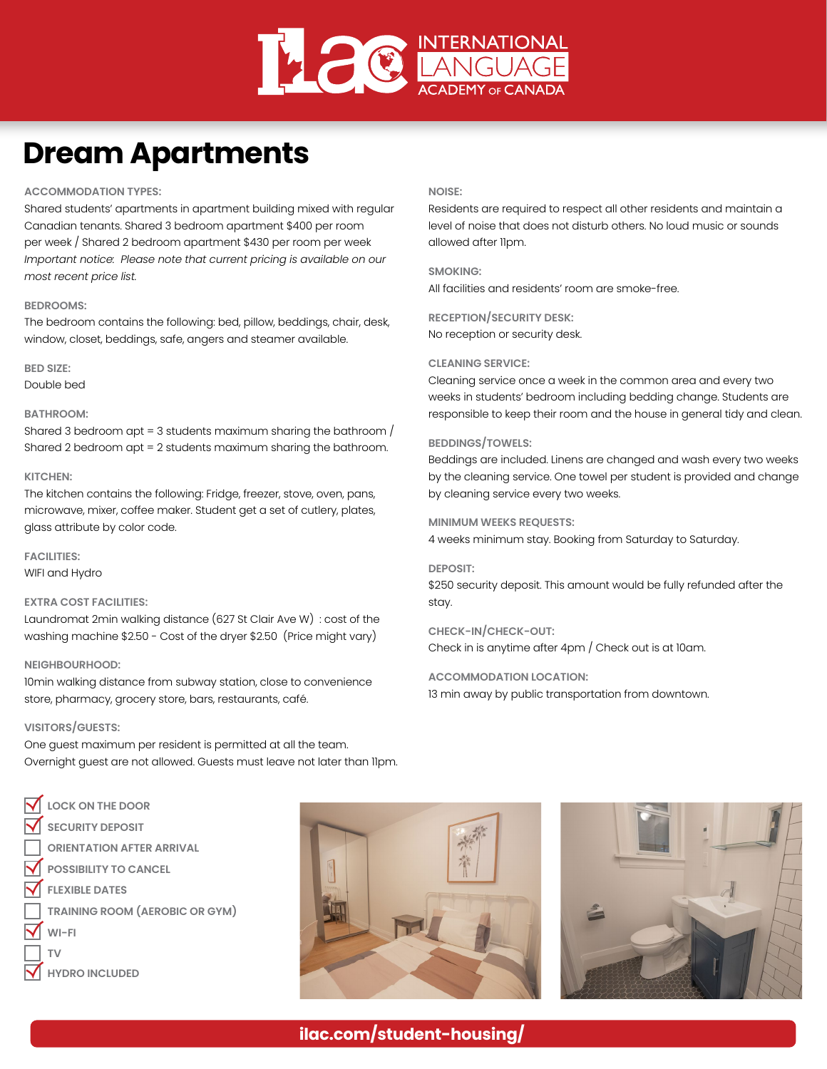# Dream Apartments

**ACCOMMODATION TYPES:**

Shared students' apartments in apartment building mixed with regular Canadian tenants. Shared 3 bedroom apartment $400 per room per week / Shared 2 bedroom apartment $430 per room per week

*Important notice: Please note that current pricing is available on our most recent price list.*

**BEDROOMS:**

The bedroom contains the following: bed, pillow, beddings, chair, desk, window, closet, beddings, safe, angers and steamer available.

**BED SIZE:**

Double bed

**BATHROOM:**

Shared 3 bedroom apt = 3 students maximum sharing the bathroom / Shared 2 bedroom apt = 2 students maximum sharing the bathroom.

**KITCHEN:**

The kitchen contains the following: Fridge, freezer, stove, oven, pans, microwave, mixer, coffee maker. Student get a set of cutlery, plates, glass attribute by color code.

**FACILITIES:**

WIFI and Hydro

**EXTRA COST FACILITIES:**

Laundromat 2min walking distance (627 St Clair Ave W) : cost of the washing machine $2.50 - Cost of the dryer $2.50 (Price might vary)

**NEIGHBOURHOOD:**

10min walking distance from subway station, close to convenience store, pharmacy, grocery store, bars, restaurants, café.

**VISITORS/GUESTS:**

One guest maximum per resident is permitted at all the team. Overnight guest are not allowed. Guests must leave not later than 11pm.

**NOISE:**

Residents are required to respect all other residents and maintain a level of noise that does not disturb others. No loud music or sounds allowed after 11pm.

**SMOKING:**

All facilities and residents' room are smoke-free.

**RECEPTION/SECURITY DESK:**

No reception or security desk.

**CLEANING SERVICE:**

Cleaning service once a week in the common area and every two weeks in students' bedroom including bedding change. Students are responsible to keep their room and the house in general tidy and clean.

**BEDDINGS/TOWELS:**

Beddings are included. Linens are changed and wash every two weeks by the cleaning service. One towel per student is provided and change by cleaning service every two weeks.

**MINIMUM WEEKS REQUESTS:**

4 weeks minimum stay. Booking from Saturday to Saturday.

**DEPOSIT:**

$250 security deposit. This amount would be fully refunded after the stay.

**CHECK-IN/CHECK-OUT:**

Check in is anytime after 4pm / Check out is at 10am.

**ACCOMMODATION LOCATION:**

13 min away by public transportation from downtown.

- [x] LOCK ON THE DOOR
- [x] SECURITY DEPOSIT
- [ ] ORIENTATION AFTER ARRIVAL
- [x] POSSIBILITY TO CANCEL
- [x] FLEXIBLE DATES
- [ ] TRAINING ROOM (AEROBIC OR GYM)
- [x] WI-FI
- [ ] TV
- [x] HYDRO INCLUDED

**ilac.com/student-housing/**